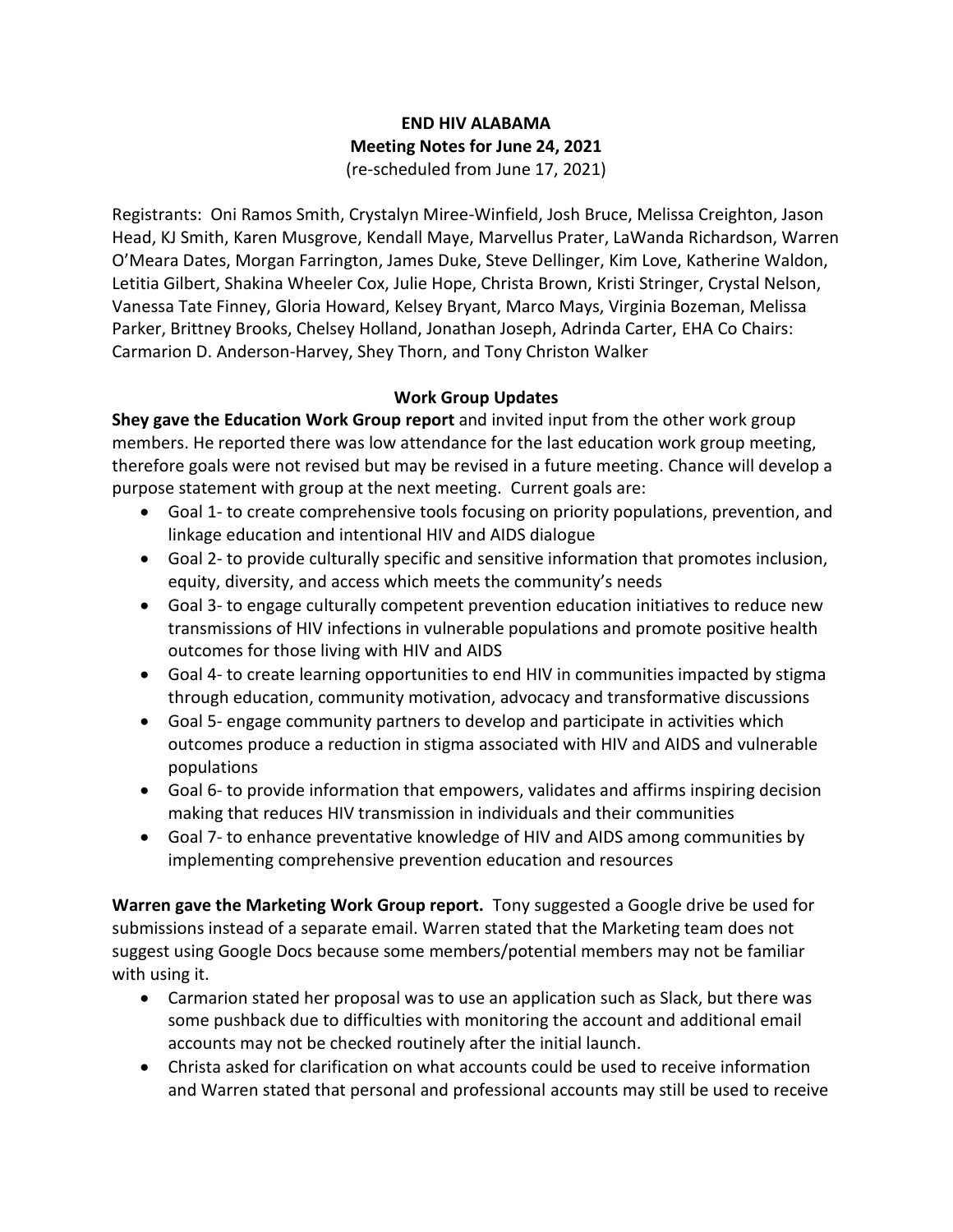# END HIV ALABAMA
## Meeting Notes for June 24, 2021
(re-scheduled from June 17, 2021)

Registrants: Oni Ramos Smith, Crystalyn Miree-Winfield, Josh Bruce, Melissa Creighton, Jason Head, KJ Smith, Karen Musgrove, Kendall Maye, Marvellus Prater, LaWanda Richardson, Warren O'Meara Dates, Morgan Farrington, James Duke, Steve Dellinger, Kim Love, Katherine Waldon, Letitia Gilbert, Shakina Wheeler Cox, Julie Hope, Christa Brown, Kristi Stringer, Crystal Nelson, Vanessa Tate Finney, Gloria Howard, Kelsey Bryant, Marco Mays, Virginia Bozeman, Melissa Parker, Brittney Brooks, Chelsey Holland, Jonathan Joseph, Adrinda Carter, EHA Co Chairs: Carmarion D. Anderson-Harvey, Shey Thorn, and Tony Christon Walker

### Work Group Updates

**Shey gave the Education Work Group report** and invited input from the other work group members. He reported there was low attendance for the last education work group meeting, therefore goals were not revised but may be revised in a future meeting. Chance will develop a purpose statement with group at the next meeting. Current goals are:

- Goal 1- to create comprehensive tools focusing on priority populations, prevention, and linkage education and intentional HIV and AIDS dialogue
- Goal 2- to provide culturally specific and sensitive information that promotes inclusion, equity, diversity, and access which meets the community's needs
- Goal 3- to engage culturally competent prevention education initiatives to reduce new transmissions of HIV infections in vulnerable populations and promote positive health outcomes for those living with HIV and AIDS
- Goal 4- to create learning opportunities to end HIV in communities impacted by stigma through education, community motivation, advocacy and transformative discussions
- Goal 5- engage community partners to develop and participate in activities which outcomes produce a reduction in stigma associated with HIV and AIDS and vulnerable populations
- Goal 6- to provide information that empowers, validates and affirms inspiring decision making that reduces HIV transmission in individuals and their communities
- Goal 7- to enhance preventative knowledge of HIV and AIDS among communities by implementing comprehensive prevention education and resources

**Warren gave the Marketing Work Group report.** Tony suggested a Google drive be used for submissions instead of a separate email. Warren stated that the Marketing team does not suggest using Google Docs because some members/potential members may not be familiar with using it.

- Carmarion stated her proposal was to use an application such as Slack, but there was some pushback due to difficulties with monitoring the account and additional email accounts may not be checked routinely after the initial launch.
- Christa asked for clarification on what accounts could be used to receive information and Warren stated that personal and professional accounts may still be used to receive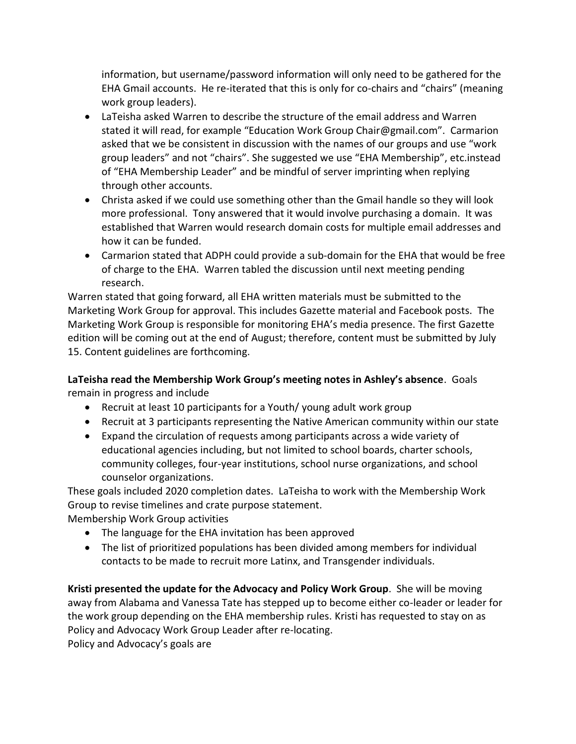information, but username/password information will only need to be gathered for the EHA Gmail accounts. He re-iterated that this is only for co-chairs and "chairs" (meaning work group leaders).

- LaTeisha asked Warren to describe the structure of the email address and Warren stated it will read, for example "Education Work Group Chair@gmail.com". Carmarion asked that we be consistent in discussion with the names of our groups and use "work group leaders" and not "chairs". She suggested we use "EHA Membership", etc.instead of "EHA Membership Leader" and be mindful of server imprinting when replying through other accounts.
- Christa asked if we could use something other than the Gmail handle so they will look more professional. Tony answered that it would involve purchasing a domain. It was established that Warren would research domain costs for multiple email addresses and how it can be funded.
- Carmarion stated that ADPH could provide a sub-domain for the EHA that would be free of charge to the EHA. Warren tabled the discussion until next meeting pending research.

Warren stated that going forward, all EHA written materials must be submitted to the Marketing Work Group for approval. This includes Gazette material and Facebook posts. The Marketing Work Group is responsible for monitoring EHA's media presence. The first Gazette edition will be coming out at the end of August; therefore, content must be submitted by July 15. Content guidelines are forthcoming.

**LaTeisha read the Membership Work Group's meeting notes in Ashley's absence**. Goals remain in progress and include

- Recruit at least 10 participants for a Youth/ young adult work group
- Recruit at 3 participants representing the Native American community within our state
- Expand the circulation of requests among participants across a wide variety of educational agencies including, but not limited to school boards, charter schools, community colleges, four-year institutions, school nurse organizations, and school counselor organizations.

These goals included 2020 completion dates. LaTeisha to work with the Membership Work Group to revise timelines and crate purpose statement.

Membership Work Group activities

- The language for the EHA invitation has been approved
- The list of prioritized populations has been divided among members for individual contacts to be made to recruit more Latinx, and Transgender individuals.

**Kristi presented the update for the Advocacy and Policy Work Group**. She will be moving away from Alabama and Vanessa Tate has stepped up to become either co-leader or leader for the work group depending on the EHA membership rules. Kristi has requested to stay on as Policy and Advocacy Work Group Leader after re-locating.

Policy and Advocacy's goals are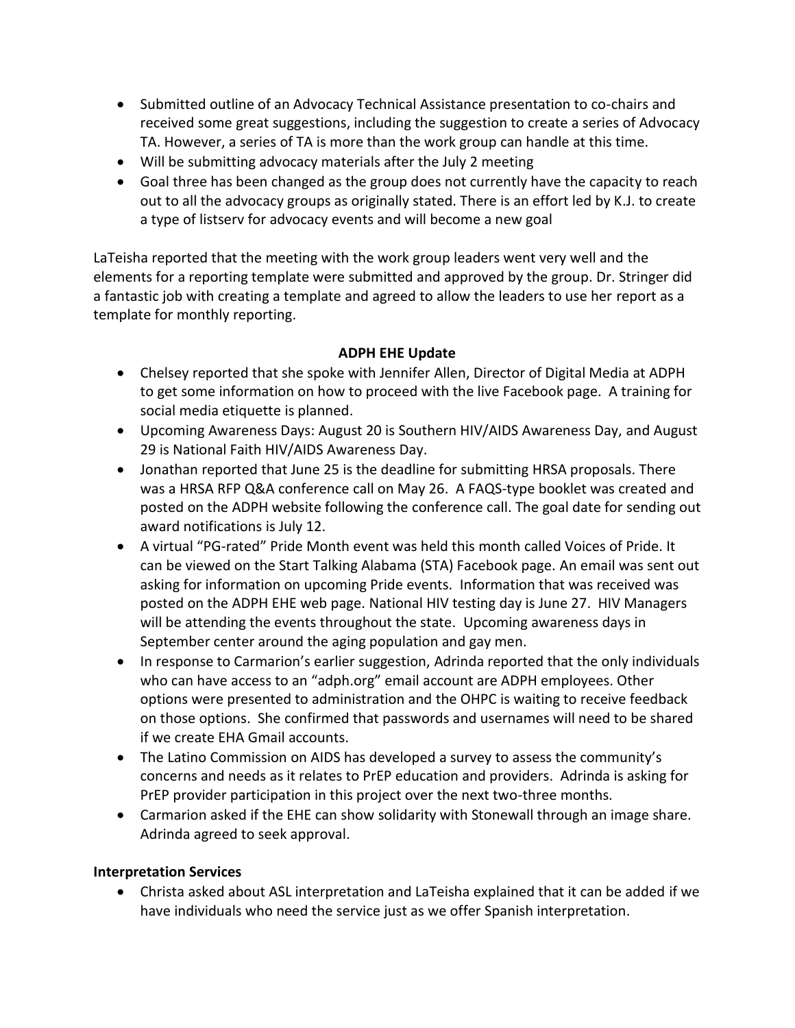- Submitted outline of an Advocacy Technical Assistance presentation to co-chairs and received some great suggestions, including the suggestion to create a series of Advocacy TA. However, a series of TA is more than the work group can handle at this time.
- Will be submitting advocacy materials after the July 2 meeting
- Goal three has been changed as the group does not currently have the capacity to reach out to all the advocacy groups as originally stated. There is an effort led by K.J. to create a type of listserv for advocacy events and will become a new goal

LaTeisha reported that the meeting with the work group leaders went very well and the elements for a reporting template were submitted and approved by the group. Dr. Stringer did a fantastic job with creating a template and agreed to allow the leaders to use her report as a template for monthly reporting.

**ADPH EHE Update**

- Chelsey reported that she spoke with Jennifer Allen, Director of Digital Media at ADPH to get some information on how to proceed with the live Facebook page. A training for social media etiquette is planned.
- Upcoming Awareness Days: August 20 is Southern HIV/AIDS Awareness Day, and August 29 is National Faith HIV/AIDS Awareness Day.
- Jonathan reported that June 25 is the deadline for submitting HRSA proposals. There was a HRSA RFP Q&A conference call on May 26. A FAQS-type booklet was created and posted on the ADPH website following the conference call. The goal date for sending out award notifications is July 12.
- A virtual "PG-rated" Pride Month event was held this month called Voices of Pride. It can be viewed on the Start Talking Alabama (STA) Facebook page. An email was sent out asking for information on upcoming Pride events. Information that was received was posted on the ADPH EHE web page. National HIV testing day is June 27. HIV Managers will be attending the events throughout the state. Upcoming awareness days in September center around the aging population and gay men.
- In response to Carmarion's earlier suggestion, Adrinda reported that the only individuals who can have access to an "adph.org" email account are ADPH employees. Other options were presented to administration and the OHPC is waiting to receive feedback on those options. She confirmed that passwords and usernames will need to be shared if we create EHA Gmail accounts.
- The Latino Commission on AIDS has developed a survey to assess the community's concerns and needs as it relates to PrEP education and providers. Adrinda is asking for PrEP provider participation in this project over the next two-three months.
- Carmarion asked if the EHE can show solidarity with Stonewall through an image share. Adrinda agreed to seek approval.

**Interpretation Services**

- Christa asked about ASL interpretation and LaTeisha explained that it can be added if we have individuals who need the service just as we offer Spanish interpretation.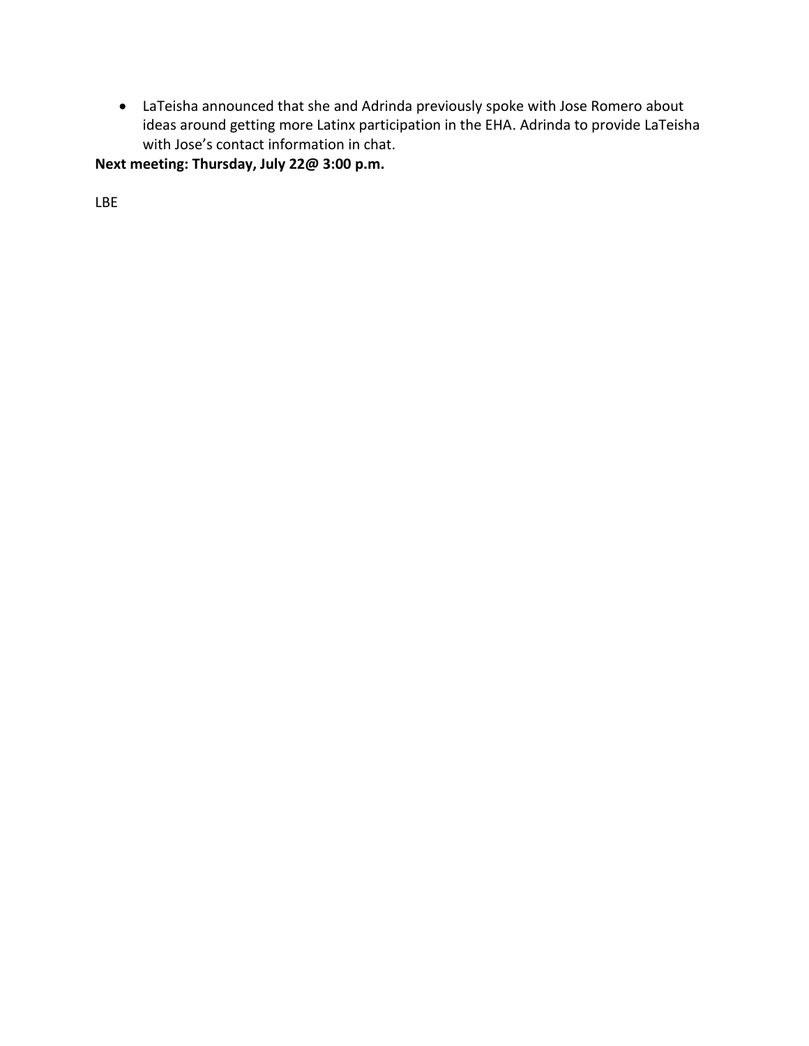- LaTeisha announced that she and Adrinda previously spoke with Jose Romero about ideas around getting more Latinx participation in the EHA. Adrinda to provide LaTeisha with Jose's contact information in chat.

**Next meeting: Thursday, July 22@ 3:00 p.m.**

LBE